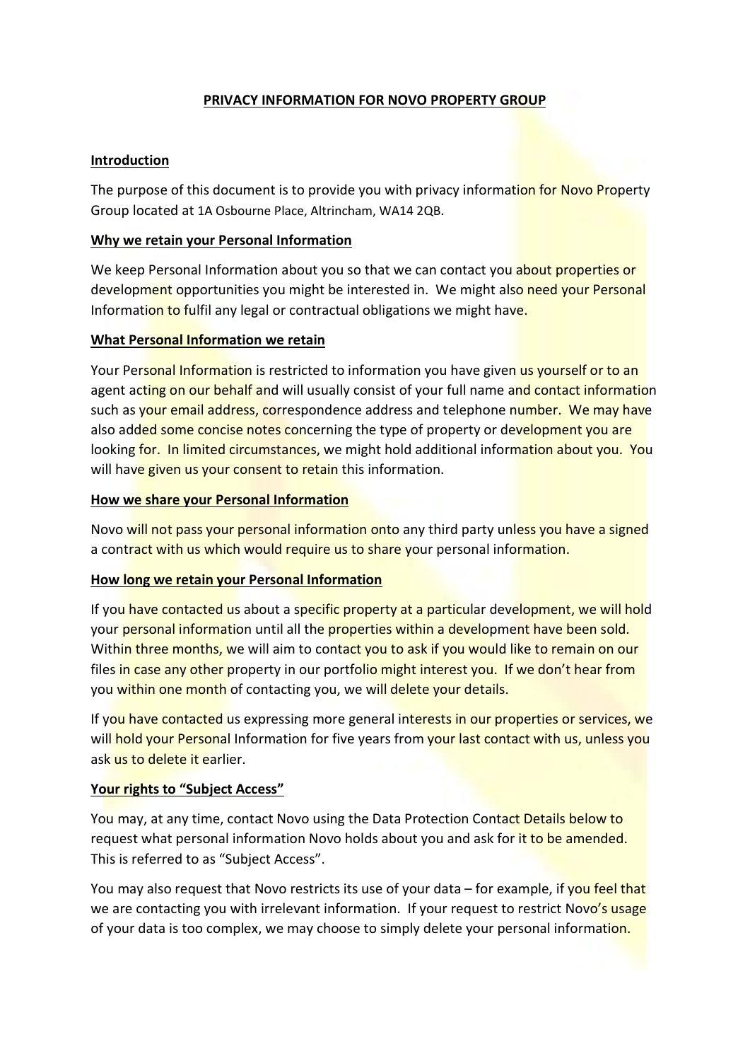# PRIVACY INFORMATION FOR NOVO PROPERTY GROUP

## Introduction

The purpose of this document is to provide you with privacy information for Novo Property Group located at 1A Osbourne Place, Altrincham, WA14 2QB.

## Why we retain your Personal Information

We keep Personal Information about you so that we can contact you about properties or development opportunities you might be interested in. We might also need your Personal Information to fulfil any legal or contractual obligations we might have.

## What Personal Information we retain

Your Personal Information is restricted to information you have given us yourself or to an agent acting on our behalf and will usually consist of your full name and contact information such as your email address, correspondence address and telephone number. We may have also added some concise notes concerning the type of property or development you are looking for. In limited circumstances, we might hold additional information about you. You will have given us your consent to retain this information.

## How we share your Personal Information

Novo will not pass your personal information onto any third party unless you have a signed a contract with us which would require us to share your personal information.

## How long we retain your Personal Information

If you have contacted us about a specific property at a particular development, we will hold your personal information until all the properties within a development have been sold. Within three months, we will aim to contact you to ask if you would like to remain on our files in case any other property in our portfolio might interest you. If we don't hear from you within one month of contacting you, we will delete your details.

If you have contacted us expressing more general interests in our properties or services, we will hold your Personal Information for five years from your last contact with us, unless you ask us to delete it earlier.

## Your rights to "Subject Access"

You may, at any time, contact Novo using the Data Protection Contact Details below to request what personal information Novo holds about you and ask for it to be amended. This is referred to as "Subject Access".

You may also request that Novo restricts its use of your data – for example, if you feel that we are contacting you with irrelevant information. If your request to restrict Novo's usage of your data is too complex, we may choose to simply delete your personal information.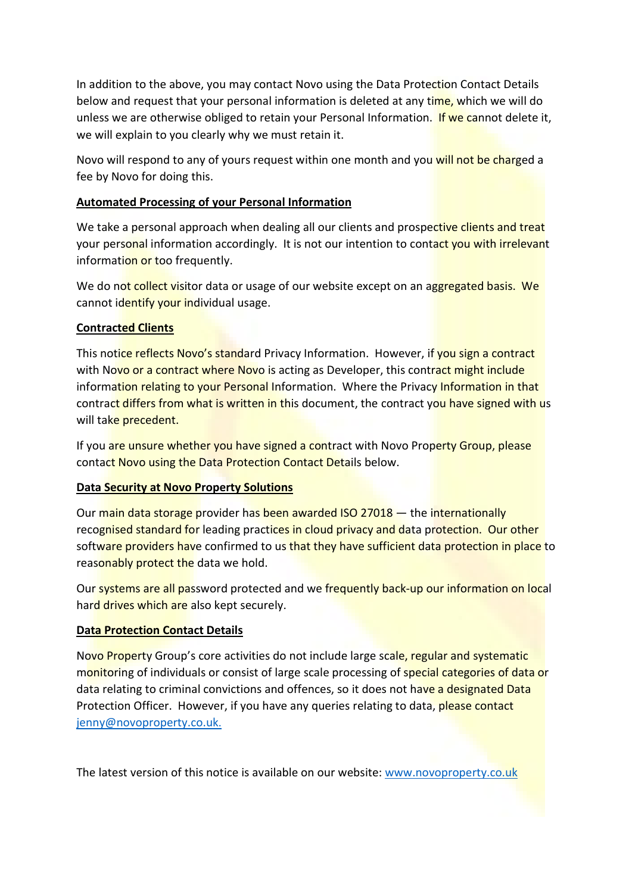In addition to the above, you may contact Novo using the Data Protection Contact Details below and request that your personal information is deleted at any time, which we will do unless we are otherwise obliged to retain your Personal Information. If we cannot delete it, we will explain to you clearly why we must retain it.

Novo will respond to any of yours request within one month and you will not be charged a fee by Novo for doing this.

**Automated Processing of your Personal Information**

We take a personal approach when dealing all our clients and prospective clients and treat your personal information accordingly. It is not our intention to contact you with irrelevant information or too frequently.

We do not collect visitor data or usage of our website except on an aggregated basis. We cannot identify your individual usage.

**Contracted Clients**

This notice reflects Novo's standard Privacy Information. However, if you sign a contract with Novo or a contract where Novo is acting as Developer, this contract might include information relating to your Personal Information. Where the Privacy Information in that contract differs from what is written in this document, the contract you have signed with us will take precedent.

If you are unsure whether you have signed a contract with Novo Property Group, please contact Novo using the Data Protection Contact Details below.

**Data Security at Novo Property Solutions**

Our main data storage provider has been awarded ISO 27018 — the internationally recognised standard for leading practices in cloud privacy and data protection. Our other software providers have confirmed to us that they have sufficient data protection in place to reasonably protect the data we hold.

Our systems are all password protected and we frequently back-up our information on local hard drives which are also kept securely.

**Data Protection Contact Details**

Novo Property Group's core activities do not include large scale, regular and systematic monitoring of individuals or consist of large scale processing of special categories of data or data relating to criminal convictions and offences, so it does not have a designated Data Protection Officer. However, if you have any queries relating to data, please contact jenny@novoproperty.co.uk.

The latest version of this notice is available on our website: www.novoproperty.co.uk